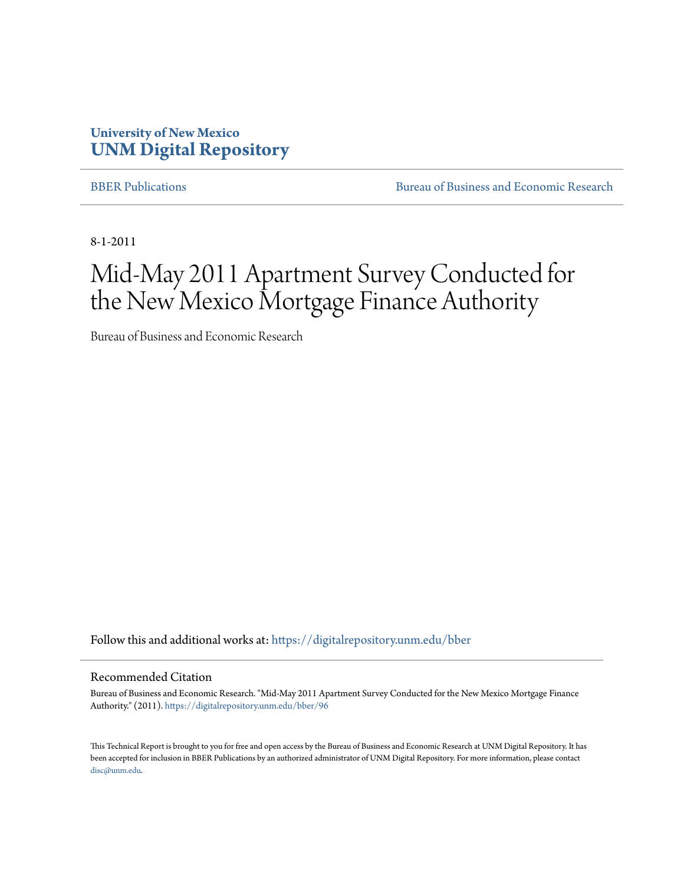University of New Mexico
**UNM Digital Repository**

BBER Publications | Bureau of Business and Economic Research

8-1-2011

# Mid-May 2011 Apartment Survey Conducted for the New Mexico Mortgage Finance Authority

Bureau of Business and Economic Research

Follow this and additional works at: https://digitalrepository.unm.edu/bber

## Recommended Citation

Bureau of Business and Economic Research. "Mid-May 2011 Apartment Survey Conducted for the New Mexico Mortgage Finance Authority." (2011). https://digitalrepository.unm.edu/bber/96

This Technical Report is brought to you for free and open access by the Bureau of Business and Economic Research at UNM Digital Repository. It has been accepted for inclusion in BBER Publications by an authorized administrator of UNM Digital Repository. For more information, please contact disc@unm.edu.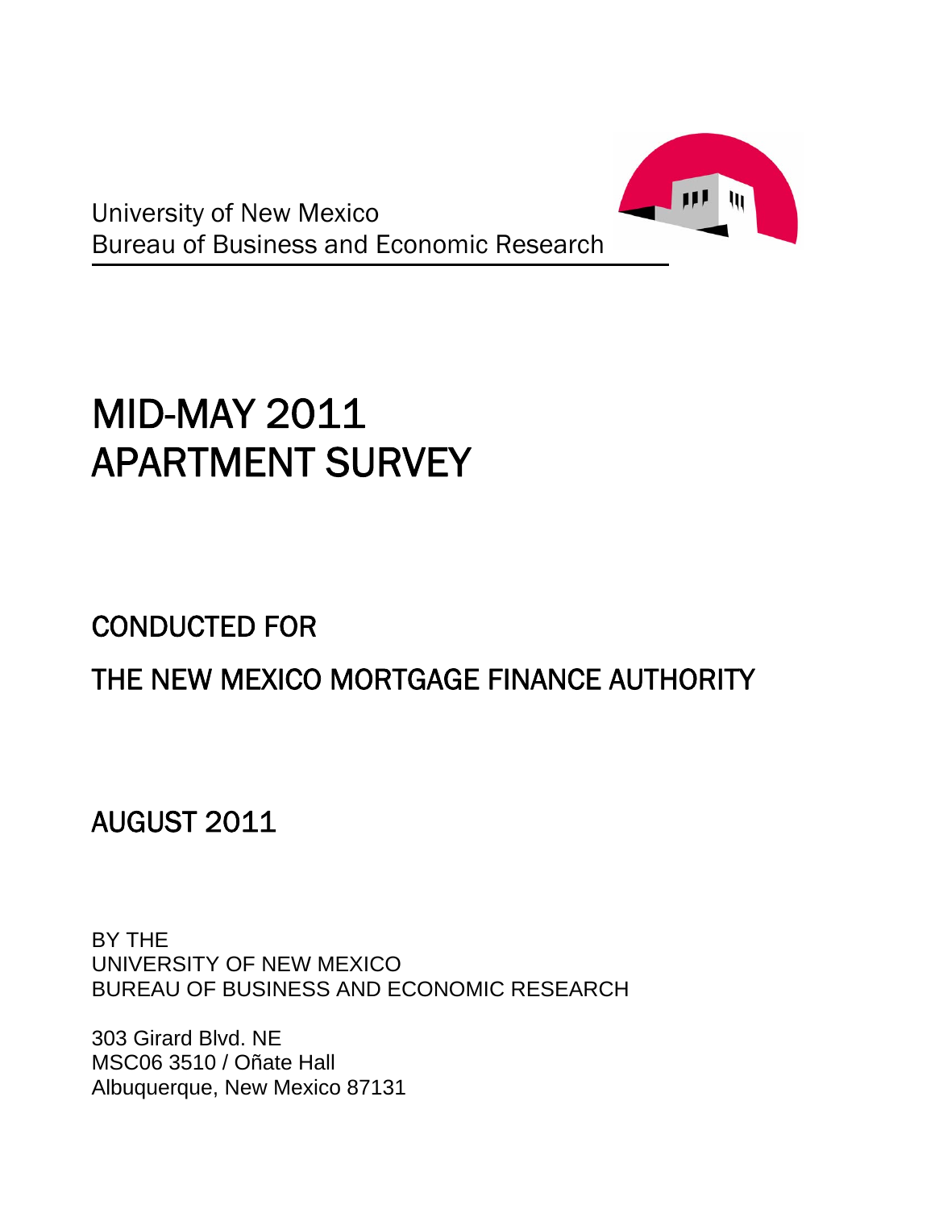University of New Mexico
Bureau of Business and Economic Research

# MID-MAY 2011 APARTMENT SURVEY

## CONDUCTED FOR

## THE NEW MEXICO MORTGAGE FINANCE AUTHORITY

## AUGUST 2011

BY THE
UNIVERSITY OF NEW MEXICO
BUREAU OF BUSINESS AND ECONOMIC RESEARCH

303 Girard Blvd. NE
MSC06 3510 / Oñate Hall
Albuquerque, New Mexico 87131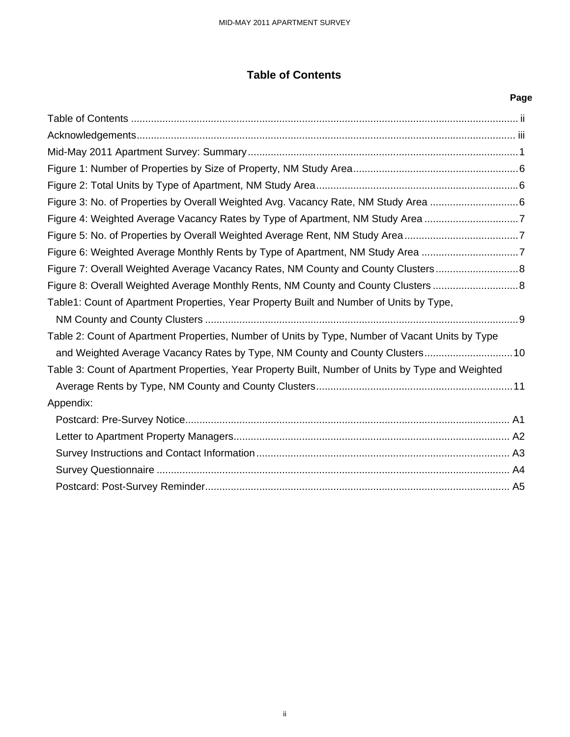# Table of Contents

| | Page |
|---|---|
| Table of Contents | ii |
| Acknowledgements | iii |
| Mid-May 2011 Apartment Survey: Summary | 1 |
| Figure 1: Number of Properties by Size of Property, NM Study Area | 6 |
| Figure 2: Total Units by Type of Apartment, NM Study Area | 6 |
| Figure 3: No. of Properties by Overall Weighted Avg. Vacancy Rate, NM Study Area | 6 |
| Figure 4: Weighted Average Vacancy Rates by Type of Apartment, NM Study Area | 7 |
| Figure 5: No. of Properties by Overall Weighted Average Rent, NM Study Area | 7 |
| Figure 6: Weighted Average Monthly Rents by Type of Apartment, NM Study Area | 7 |
| Figure 7: Overall Weighted Average Vacancy Rates, NM County and County Clusters | 8 |
| Figure 8: Overall Weighted Average Monthly Rents, NM County and County Clusters | 8 |
| Table1: Count of Apartment Properties, Year Property Built and Number of Units by Type, NM County and County Clusters | 9 |
| Table 2: Count of Apartment Properties, Number of Units by Type, Number of Vacant Units by Type and Weighted Average Vacancy Rates by Type, NM County and County Clusters | 10 |
| Table 3: Count of Apartment Properties, Year Property Built, Number of Units by Type and Weighted Average Rents by Type, NM County and County Clusters | 11 |
| Appendix: | |
| Postcard: Pre-Survey Notice | A1 |
| Letter to Apartment Property Managers | A2 |
| Survey Instructions and Contact Information | A3 |
| Survey Questionnaire | A4 |
| Postcard: Post-Survey Reminder | A5 |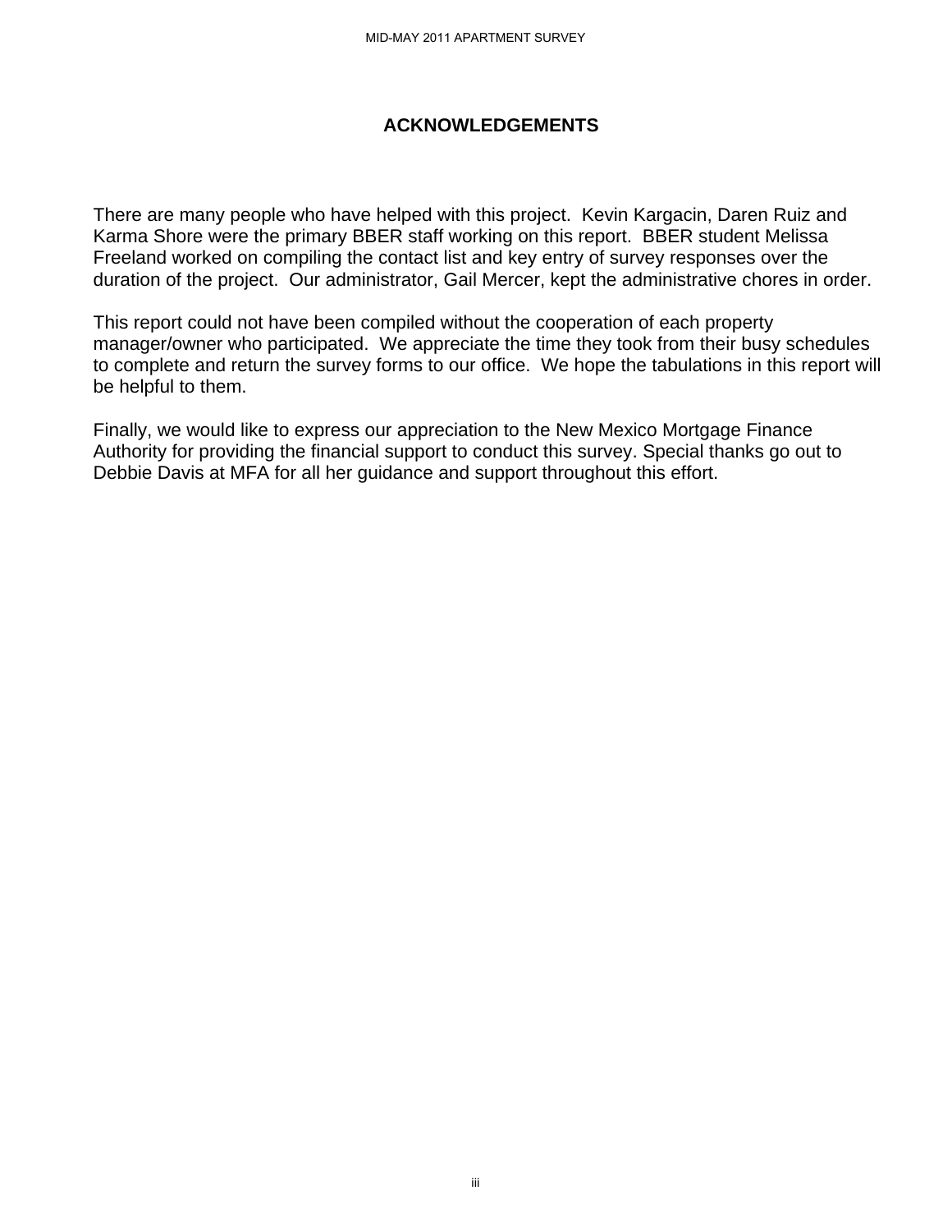# ACKNOWLEDGEMENTS

There are many people who have helped with this project. Kevin Kargacin, Daren Ruiz and Karma Shore were the primary BBER staff working on this report. BBER student Melissa Freeland worked on compiling the contact list and key entry of survey responses over the duration of the project. Our administrator, Gail Mercer, kept the administrative chores in order.

This report could not have been compiled without the cooperation of each property manager/owner who participated. We appreciate the time they took from their busy schedules to complete and return the survey forms to our office. We hope the tabulations in this report will be helpful to them.

Finally, we would like to express our appreciation to the New Mexico Mortgage Finance Authority for providing the financial support to conduct this survey. Special thanks go out to Debbie Davis at MFA for all her guidance and support throughout this effort.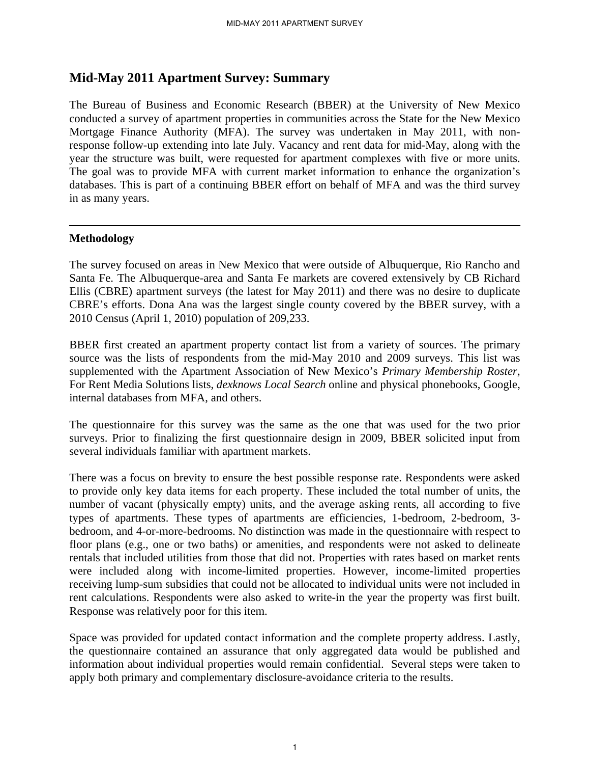# Mid-May 2011 Apartment Survey: Summary

The Bureau of Business and Economic Research (BBER) at the University of New Mexico conducted a survey of apartment properties in communities across the State for the New Mexico Mortgage Finance Authority (MFA). The survey was undertaken in May 2011, with non-response follow-up extending into late July. Vacancy and rent data for mid-May, along with the year the structure was built, were requested for apartment complexes with five or more units. The goal was to provide MFA with current market information to enhance the organization's databases. This is part of a continuing BBER effort on behalf of MFA and was the third survey in as many years.

---

## Methodology

The survey focused on areas in New Mexico that were outside of Albuquerque, Rio Rancho and Santa Fe. The Albuquerque-area and Santa Fe markets are covered extensively by CB Richard Ellis (CBRE) apartment surveys (the latest for May 2011) and there was no desire to duplicate CBRE's efforts. Dona Ana was the largest single county covered by the BBER survey, with a 2010 Census (April 1, 2010) population of 209,233.

BBER first created an apartment property contact list from a variety of sources. The primary source was the lists of respondents from the mid-May 2010 and 2009 surveys. This list was supplemented with the Apartment Association of New Mexico's *Primary Membership Roster*, For Rent Media Solutions lists, *dexknows Local Search* online and physical phonebooks, Google, internal databases from MFA, and others.

The questionnaire for this survey was the same as the one that was used for the two prior surveys. Prior to finalizing the first questionnaire design in 2009, BBER solicited input from several individuals familiar with apartment markets.

There was a focus on brevity to ensure the best possible response rate. Respondents were asked to provide only key data items for each property. These included the total number of units, the number of vacant (physically empty) units, and the average asking rents, all according to five types of apartments. These types of apartments are efficiencies, 1-bedroom, 2-bedroom, 3-bedroom, and 4-or-more-bedrooms. No distinction was made in the questionnaire with respect to floor plans (e.g., one or two baths) or amenities, and respondents were not asked to delineate rentals that included utilities from those that did not. Properties with rates based on market rents were included along with income-limited properties. However, income-limited properties receiving lump-sum subsidies that could not be allocated to individual units were not included in rent calculations. Respondents were also asked to write-in the year the property was first built. Response was relatively poor for this item.

Space was provided for updated contact information and the complete property address. Lastly, the questionnaire contained an assurance that only aggregated data would be published and information about individual properties would remain confidential. Several steps were taken to apply both primary and complementary disclosure-avoidance criteria to the results.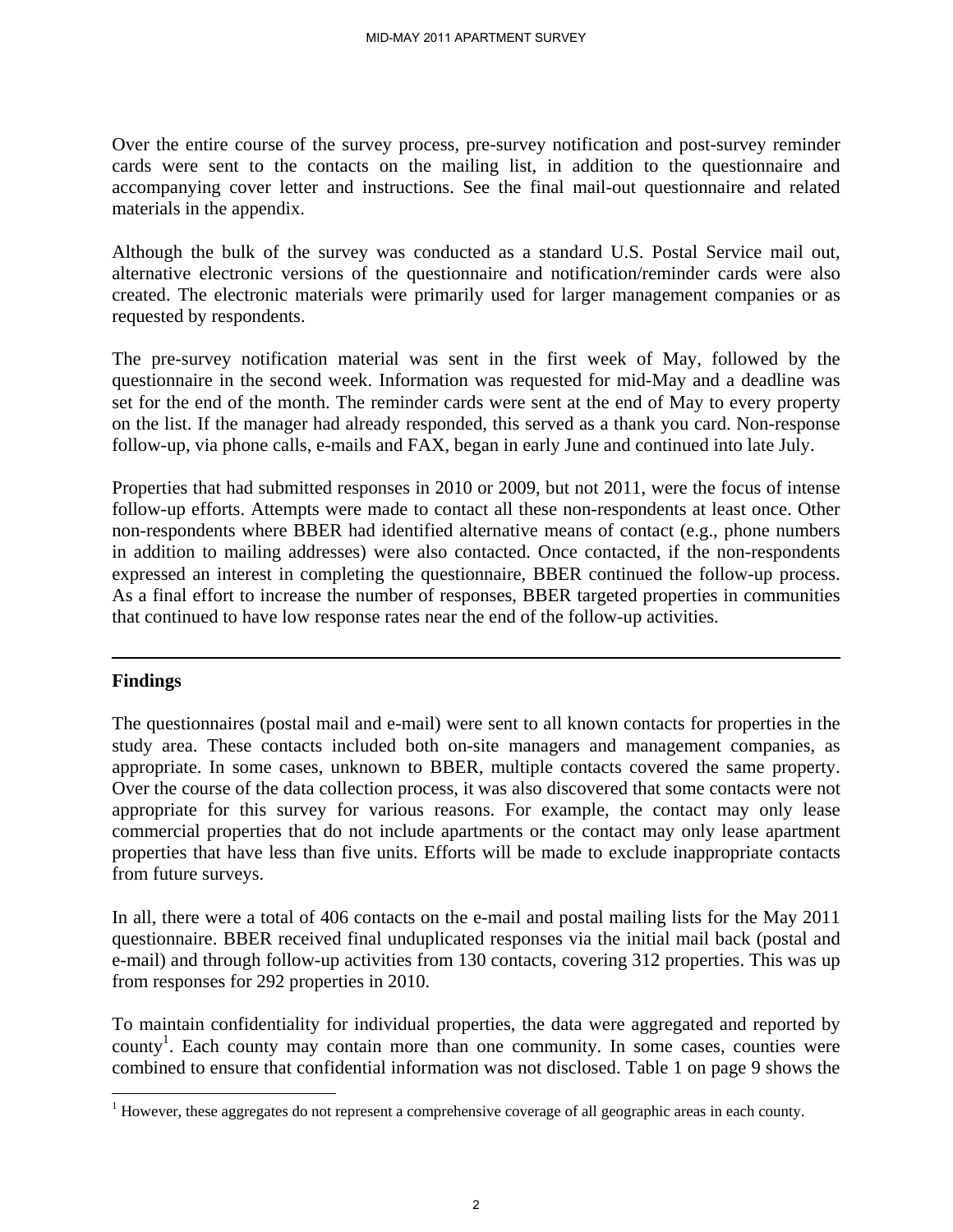Over the entire course of the survey process, pre-survey notification and post-survey reminder cards were sent to the contacts on the mailing list, in addition to the questionnaire and accompanying cover letter and instructions. See the final mail-out questionnaire and related materials in the appendix.

Although the bulk of the survey was conducted as a standard U.S. Postal Service mail out, alternative electronic versions of the questionnaire and notification/reminder cards were also created. The electronic materials were primarily used for larger management companies or as requested by respondents.

The pre-survey notification material was sent in the first week of May, followed by the questionnaire in the second week. Information was requested for mid-May and a deadline was set for the end of the month. The reminder cards were sent at the end of May to every property on the list. If the manager had already responded, this served as a thank you card. Non-response follow-up, via phone calls, e-mails and FAX, began in early June and continued into late July.

Properties that had submitted responses in 2010 or 2009, but not 2011, were the focus of intense follow-up efforts. Attempts were made to contact all these non-respondents at least once. Other non-respondents where BBER had identified alternative means of contact (e.g., phone numbers in addition to mailing addresses) were also contacted. Once contacted, if the non-respondents expressed an interest in completing the questionnaire, BBER continued the follow-up process. As a final effort to increase the number of responses, BBER targeted properties in communities that continued to have low response rates near the end of the follow-up activities.

---

## Findings

The questionnaires (postal mail and e-mail) were sent to all known contacts for properties in the study area. These contacts included both on-site managers and management companies, as appropriate. In some cases, unknown to BBER, multiple contacts covered the same property. Over the course of the data collection process, it was also discovered that some contacts were not appropriate for this survey for various reasons. For example, the contact may only lease commercial properties that do not include apartments or the contact may only lease apartment properties that have less than five units. Efforts will be made to exclude inappropriate contacts from future surveys.

In all, there were a total of 406 contacts on the e-mail and postal mailing lists for the May 2011 questionnaire. BBER received final unduplicated responses via the initial mail back (postal and e-mail) and through follow-up activities from 130 contacts, covering 312 properties. This was up from responses for 292 properties in 2010.

To maintain confidentiality for individual properties, the data were aggregated and reported by county[1]. Each county may contain more than one community. In some cases, counties were combined to ensure that confidential information was not disclosed. Table 1 on page 9 shows the

[1] However, these aggregates do not represent a comprehensive coverage of all geographic areas in each county.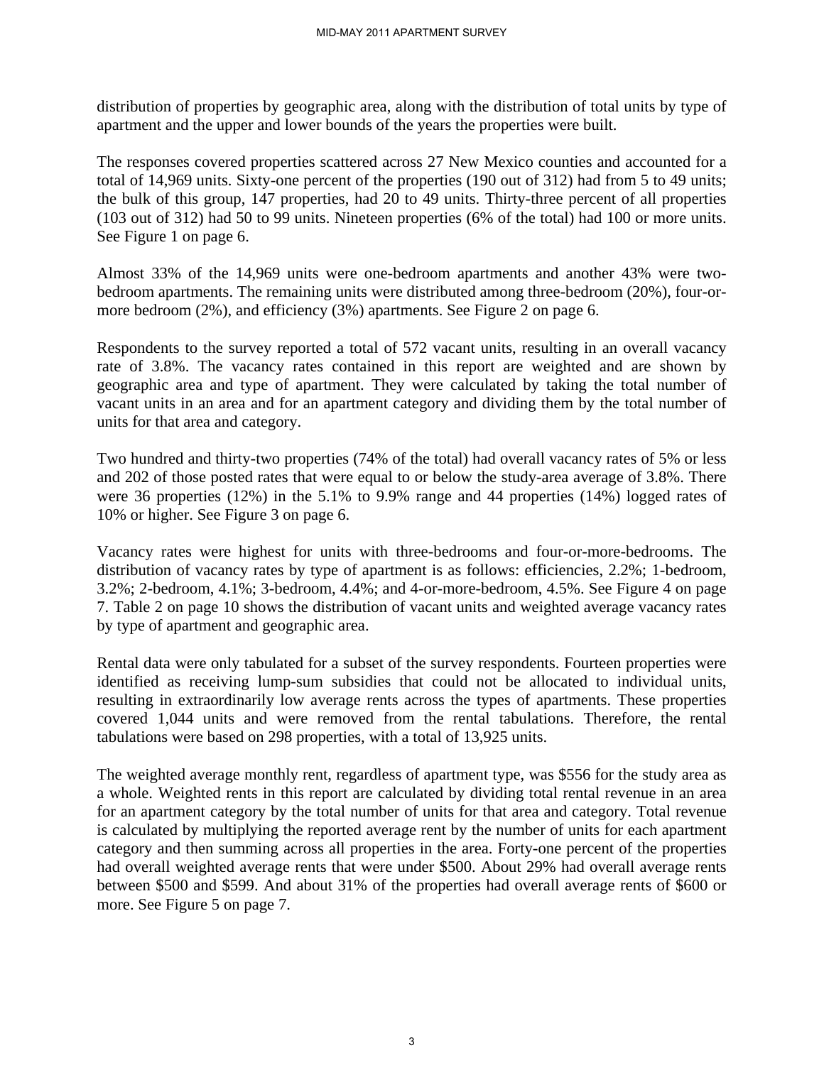distribution of properties by geographic area, along with the distribution of total units by type of apartment and the upper and lower bounds of the years the properties were built.

The responses covered properties scattered across 27 New Mexico counties and accounted for a total of 14,969 units. Sixty-one percent of the properties (190 out of 312) had from 5 to 49 units; the bulk of this group, 147 properties, had 20 to 49 units. Thirty-three percent of all properties (103 out of 312) had 50 to 99 units. Nineteen properties (6% of the total) had 100 or more units. See Figure 1 on page 6.

Almost 33% of the 14,969 units were one-bedroom apartments and another 43% were two-bedroom apartments. The remaining units were distributed among three-bedroom (20%), four-or-more bedroom (2%), and efficiency (3%) apartments. See Figure 2 on page 6.

Respondents to the survey reported a total of 572 vacant units, resulting in an overall vacancy rate of 3.8%. The vacancy rates contained in this report are weighted and are shown by geographic area and type of apartment. They were calculated by taking the total number of vacant units in an area and for an apartment category and dividing them by the total number of units for that area and category.

Two hundred and thirty-two properties (74% of the total) had overall vacancy rates of 5% or less and 202 of those posted rates that were equal to or below the study-area average of 3.8%. There were 36 properties (12%) in the 5.1% to 9.9% range and 44 properties (14%) logged rates of 10% or higher. See Figure 3 on page 6.

Vacancy rates were highest for units with three-bedrooms and four-or-more-bedrooms. The distribution of vacancy rates by type of apartment is as follows: efficiencies, 2.2%; 1-bedroom, 3.2%; 2-bedroom, 4.1%; 3-bedroom, 4.4%; and 4-or-more-bedroom, 4.5%. See Figure 4 on page 7. Table 2 on page 10 shows the distribution of vacant units and weighted average vacancy rates by type of apartment and geographic area.

Rental data were only tabulated for a subset of the survey respondents. Fourteen properties were identified as receiving lump-sum subsidies that could not be allocated to individual units, resulting in extraordinarily low average rents across the types of apartments. These properties covered 1,044 units and were removed from the rental tabulations. Therefore, the rental tabulations were based on 298 properties, with a total of 13,925 units.

The weighted average monthly rent, regardless of apartment type, was $556 for the study area as a whole. Weighted rents in this report are calculated by dividing total rental revenue in an area for an apartment category by the total number of units for that area and category. Total revenue is calculated by multiplying the reported average rent by the number of units for each apartment category and then summing across all properties in the area. Forty-one percent of the properties had overall weighted average rents that were under $500. About 29% had overall average rents between $500 and $599. And about 31% of the properties had overall average rents of $600 or more. See Figure 5 on page 7.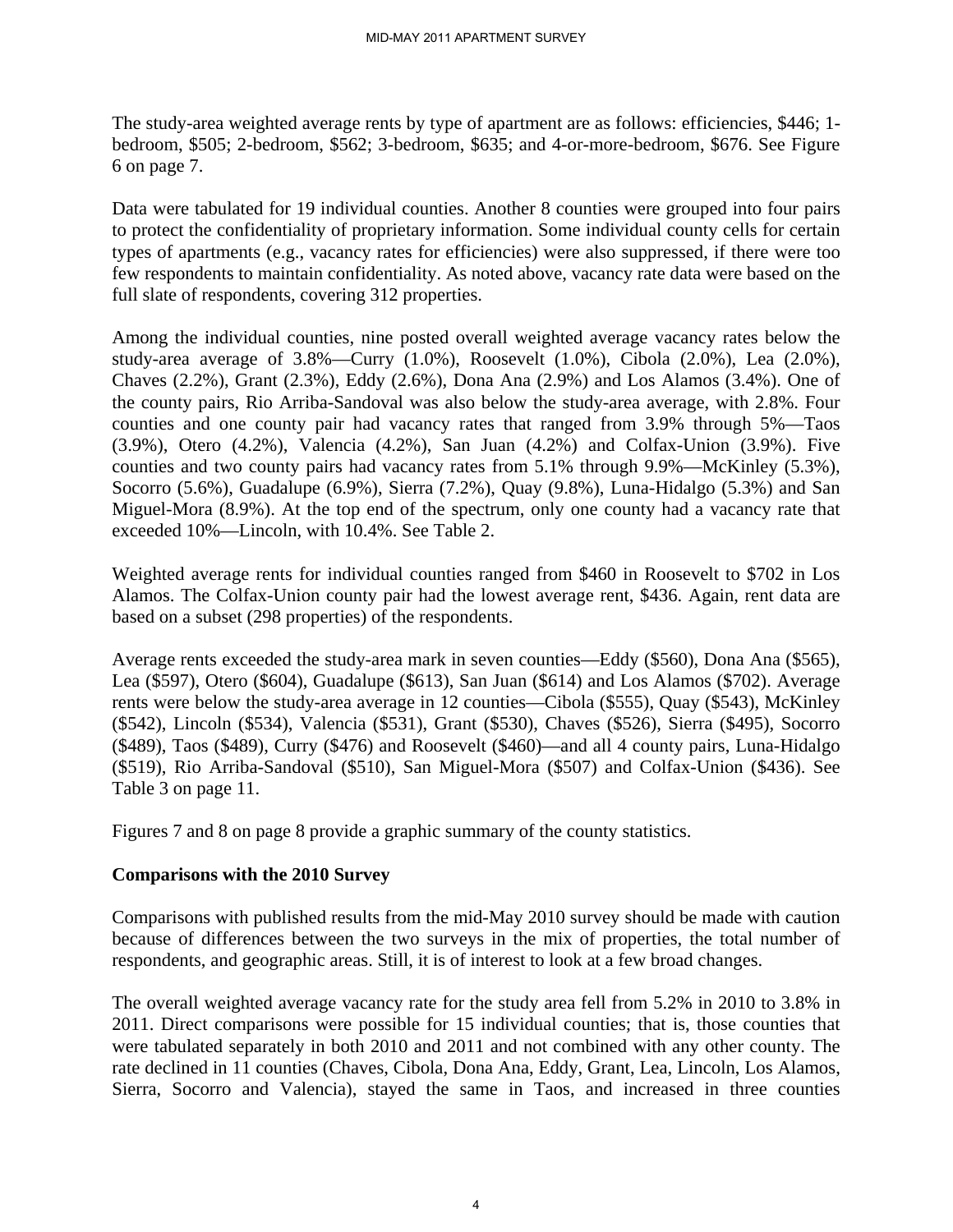The study-area weighted average rents by type of apartment are as follows: efficiencies, $446; 1-bedroom, $505; 2-bedroom, $562; 3-bedroom, $635; and 4-or-more-bedroom, $676. See Figure 6 on page 7.

Data were tabulated for 19 individual counties. Another 8 counties were grouped into four pairs to protect the confidentiality of proprietary information. Some individual county cells for certain types of apartments (e.g., vacancy rates for efficiencies) were also suppressed, if there were too few respondents to maintain confidentiality. As noted above, vacancy rate data were based on the full slate of respondents, covering 312 properties.

Among the individual counties, nine posted overall weighted average vacancy rates below the study-area average of 3.8%—Curry (1.0%), Roosevelt (1.0%), Cibola (2.0%), Lea (2.0%), Chaves (2.2%), Grant (2.3%), Eddy (2.6%), Dona Ana (2.9%) and Los Alamos (3.4%). One of the county pairs, Rio Arriba-Sandoval was also below the study-area average, with 2.8%. Four counties and one county pair had vacancy rates that ranged from 3.9% through 5%—Taos (3.9%), Otero (4.2%), Valencia (4.2%), San Juan (4.2%) and Colfax-Union (3.9%). Five counties and two county pairs had vacancy rates from 5.1% through 9.9%—McKinley (5.3%), Socorro (5.6%), Guadalupe (6.9%), Sierra (7.2%), Quay (9.8%), Luna-Hidalgo (5.3%) and San Miguel-Mora (8.9%). At the top end of the spectrum, only one county had a vacancy rate that exceeded 10%—Lincoln, with 10.4%. See Table 2.

Weighted average rents for individual counties ranged from $460 in Roosevelt to $702 in Los Alamos. The Colfax-Union county pair had the lowest average rent, $436. Again, rent data are based on a subset (298 properties) of the respondents.

Average rents exceeded the study-area mark in seven counties—Eddy ($560), Dona Ana ($565), Lea ($597), Otero ($604), Guadalupe ($613), San Juan ($614) and Los Alamos ($702). Average rents were below the study-area average in 12 counties—Cibola ($555), Quay ($543), McKinley ($542), Lincoln ($534), Valencia ($531), Grant ($530), Chaves ($526), Sierra ($495), Socorro ($489), Taos ($489), Curry ($476) and Roosevelt ($460)—and all 4 county pairs, Luna-Hidalgo ($519), Rio Arriba-Sandoval ($510), San Miguel-Mora ($507) and Colfax-Union ($436). See Table 3 on page 11.

Figures 7 and 8 on page 8 provide a graphic summary of the county statistics.

**Comparisons with the 2010 Survey**

Comparisons with published results from the mid-May 2010 survey should be made with caution because of differences between the two surveys in the mix of properties, the total number of respondents, and geographic areas. Still, it is of interest to look at a few broad changes.

The overall weighted average vacancy rate for the study area fell from 5.2% in 2010 to 3.8% in 2011. Direct comparisons were possible for 15 individual counties; that is, those counties that were tabulated separately in both 2010 and 2011 and not combined with any other county. The rate declined in 11 counties (Chaves, Cibola, Dona Ana, Eddy, Grant, Lea, Lincoln, Los Alamos, Sierra, Socorro and Valencia), stayed the same in Taos, and increased in three counties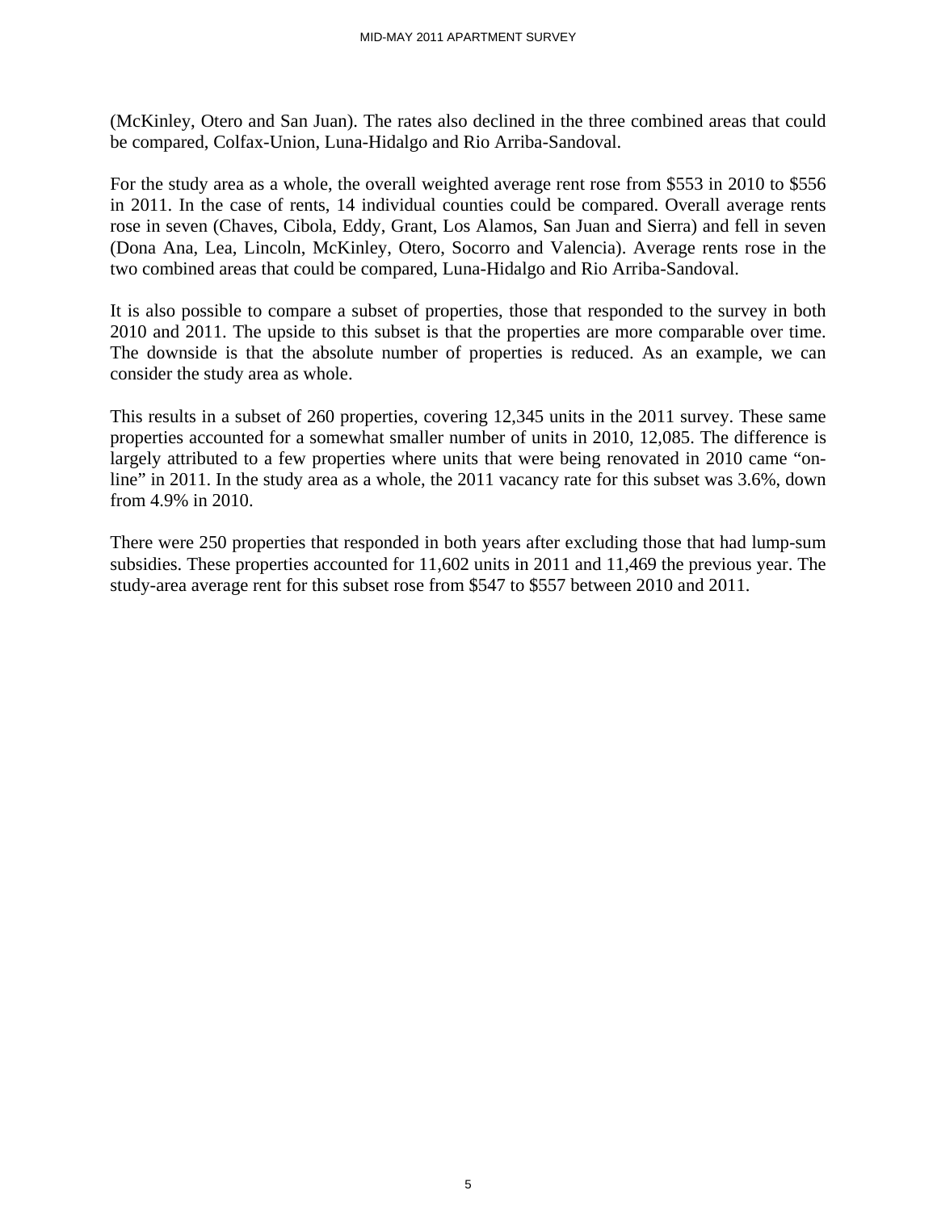(McKinley, Otero and San Juan). The rates also declined in the three combined areas that could be compared, Colfax-Union, Luna-Hidalgo and Rio Arriba-Sandoval.

For the study area as a whole, the overall weighted average rent rose from $553 in 2010 to $556 in 2011. In the case of rents, 14 individual counties could be compared. Overall average rents rose in seven (Chaves, Cibola, Eddy, Grant, Los Alamos, San Juan and Sierra) and fell in seven (Dona Ana, Lea, Lincoln, McKinley, Otero, Socorro and Valencia). Average rents rose in the two combined areas that could be compared, Luna-Hidalgo and Rio Arriba-Sandoval.

It is also possible to compare a subset of properties, those that responded to the survey in both 2010 and 2011. The upside to this subset is that the properties are more comparable over time. The downside is that the absolute number of properties is reduced. As an example, we can consider the study area as whole.

This results in a subset of 260 properties, covering 12,345 units in the 2011 survey. These same properties accounted for a somewhat smaller number of units in 2010, 12,085. The difference is largely attributed to a few properties where units that were being renovated in 2010 came "on-line" in 2011. In the study area as a whole, the 2011 vacancy rate for this subset was 3.6%, down from 4.9% in 2010.

There were 250 properties that responded in both years after excluding those that had lump-sum subsidies. These properties accounted for 11,602 units in 2011 and 11,469 the previous year. The study-area average rent for this subset rose from $547 to $557 between 2010 and 2011.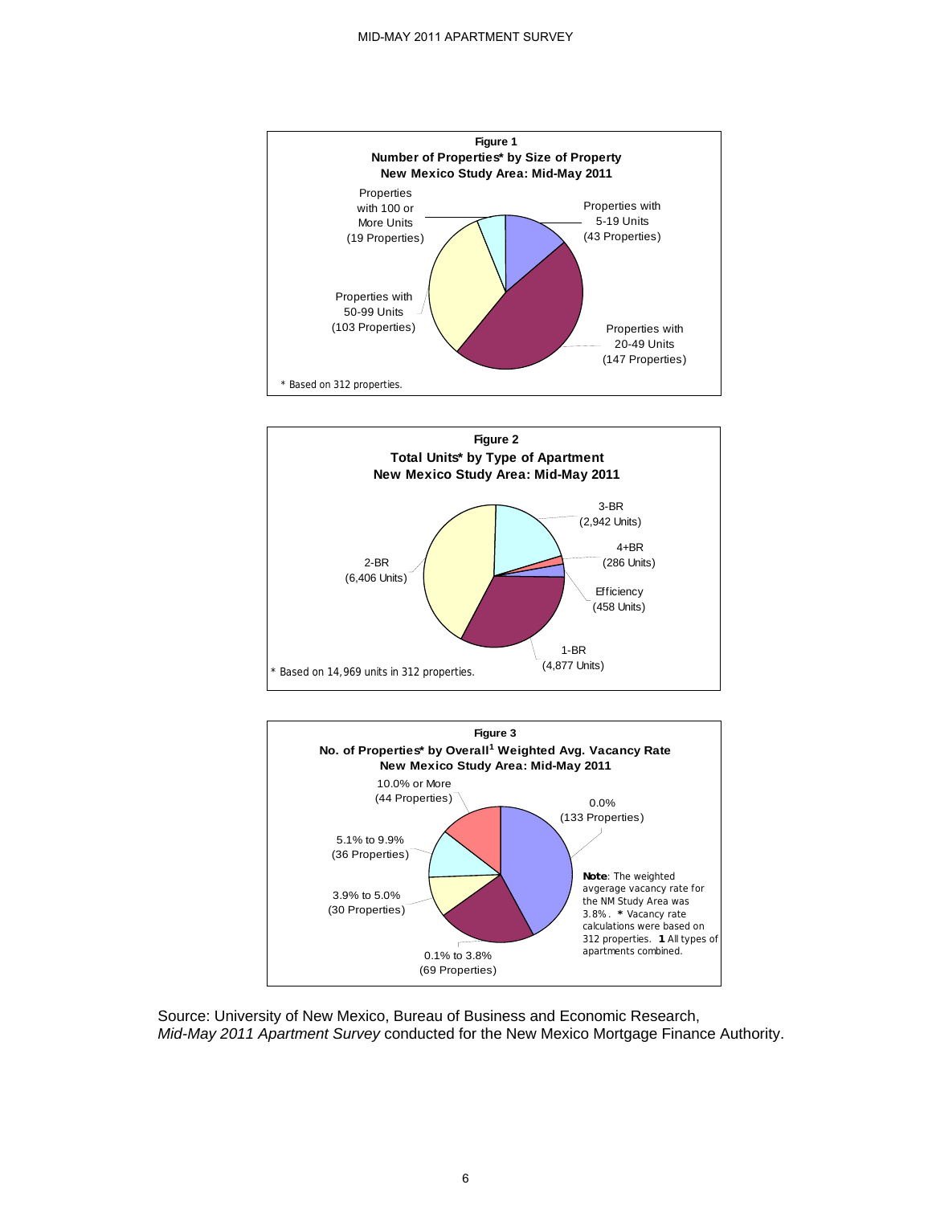**Figure 1**
**Number of Properties* by Size of Property**
**New Mexico Study Area: Mid-May 2011**

Properties with 5-19 Units (43 Properties)

Properties with 20-49 Units (147 Properties)

Properties with 50-99 Units (103 Properties)

Properties with 100 or More Units (19 Properties)

\* Based on 312 properties.

**Figure 2**
**Total Units* by Type of Apartment**
**New Mexico Study Area: Mid-May 2011**

3-BR (2,942 Units)

4+BR (286 Units)

Efficiency (458 Units)

1-BR (4,877 Units)

2-BR (6,406 Units)

\* Based on 14,969 units in 312 properties.

**Figure 3**
**No. of Properties* by Overall[1] Weighted Avg. Vacancy Rate**
**New Mexico Study Area: Mid-May 2011**

0.0% (133 Properties)

0.1% to 3.8% (69 Properties)

3.9% to 5.0% (30 Properties)

5.1% to 9.9% (36 Properties)

10.0% or More (44 Properties)

**Note**: The weighted avgerage vacancy rate for the NM Study Area was 3.8%. * Vacancy rate calculations were based on 312 properties. **1** All types of apartments combined.

Source: University of New Mexico, Bureau of Business and Economic Research, *Mid-May 2011 Apartment Survey* conducted for the New Mexico Mortgage Finance Authority.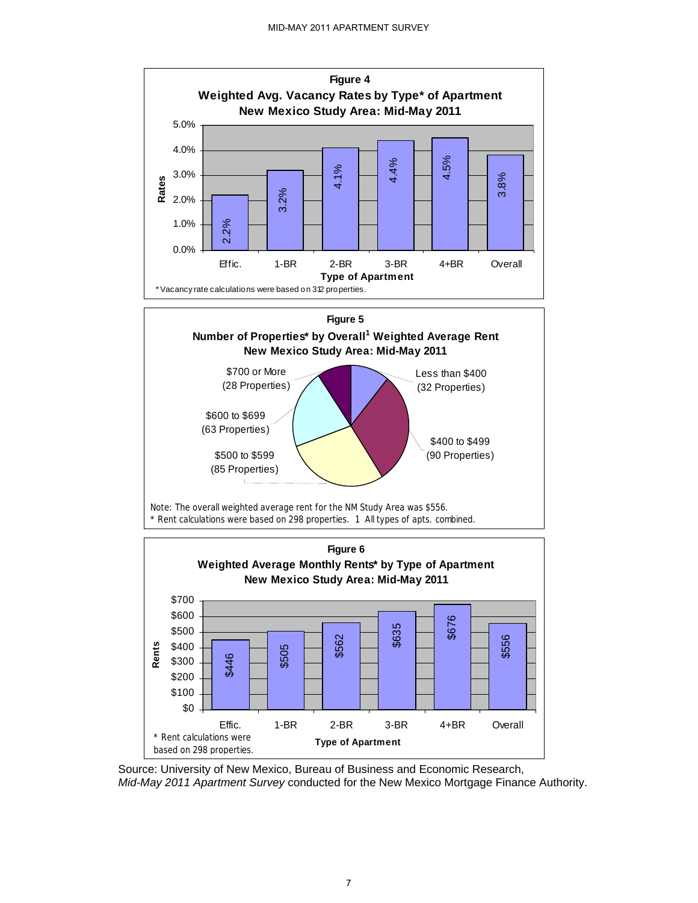**Figure 4**
**Weighted Avg. Vacancy Rates by Type* of Apartment**
**New Mexico Study Area: Mid-May 2011**

| Type of Apartment | Rates |
| --- | --- |
| Effic. | 2.2% |
| 1-BR | 3.2% |
| 2-BR | 4.1% |
| 3-BR | 4.4% |
| 4+BR | 4.5% |
| Overall | 3.8% |

* Vacancy rate calculations were based on 312 properties.

**Figure 5**
**Number of Properties* by Overall[1] Weighted Average Rent**
**New Mexico Study Area: Mid-May 2011**

| Weighted Average Rent | Properties |
| --- | --- |
| Less than $400 | 32 Properties |
| $400 to $499 | 90 Properties |
| $500 to $599 | 85 Properties |
| $600 to $699 | 63 Properties |
| $700 or More | 28 Properties |

Note: The overall weighted average rent for the NM Study Area was $556.
* Rent calculations were based on 298 properties. 1 All types of apts. combined.

**Figure 6**
**Weighted Average Monthly Rents* by Type of Apartment**
**New Mexico Study Area: Mid-May 2011**

| Type of Apartment | Rents |
| --- | --- |
| Effic. | $446 |
| 1-BR | $505 |
| 2-BR | $562 |
| 3-BR | $635 |
| 4+BR | $676 |
| Overall | $556 |

* Rent calculations were based on 298 properties.

Source: University of New Mexico, Bureau of Business and Economic Research, *Mid-May 2011 Apartment Survey* conducted for the New Mexico Mortgage Finance Authority.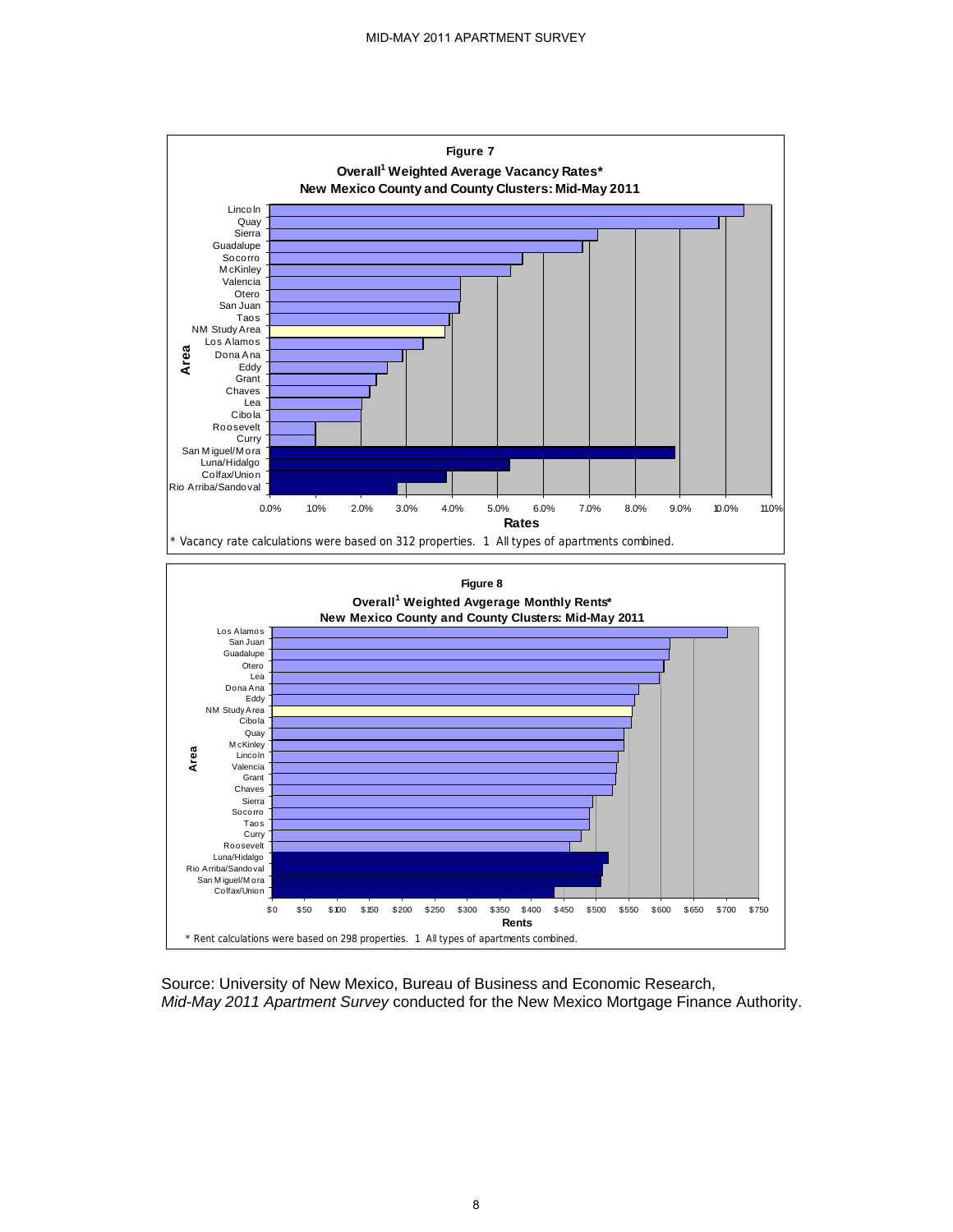**Figure 7**

**Overall[1] Weighted Average Vacancy Rates***

**New Mexico County and County Clusters: Mid-May 2011**

Area: Lincoln, Quay, Sierra, Guadalupe, Socorro, McKinley, Valencia, Otero, San Juan, Taos, NM Study Area, Los Alamos, Dona Ana, Eddy, Grant, Chaves, Lea, Cibola, Roosevelt, Curry, San Miguel/Mora, Luna/Hidalgo, Colfax/Union, Rio Arriba/Sandoval

Rates: 0.0%, 1.0%, 2.0%, 3.0%, 4.0%, 5.0%, 6.0%, 7.0%, 8.0%, 9.0%, 10.0%, 11.0%

\* Vacancy rate calculations were based on 312 properties. 1 All types of apartments combined.

**Figure 8**

**Overall[1] Weighted Avgerage Monthly Rents***

**New Mexico County and County Clusters: Mid-May 2011**

Area: Los Alamos, San Juan, Guadalupe, Otero, Lea, Dona Ana, Eddy, NM Study Area, Cibola, Quay, McKinley, Lincoln, Valencia, Grant, Chaves, Sierra, Socorro, Taos, Curry, Roosevelt, Luna/Hidalgo, Rio Arriba/Sandoval, San Miguel/Mora, Colfax/Union

Rents: $0, $50, $100, $150, $200, $250, $300, $350, $400, $450, $500, $550, $600, $650, $700, $750

\* Rent calculations were based on 298 properties. 1 All types of apartments combined.

Source: University of New Mexico, Bureau of Business and Economic Research, *Mid-May 2011 Apartment Survey* conducted for the New Mexico Mortgage Finance Authority.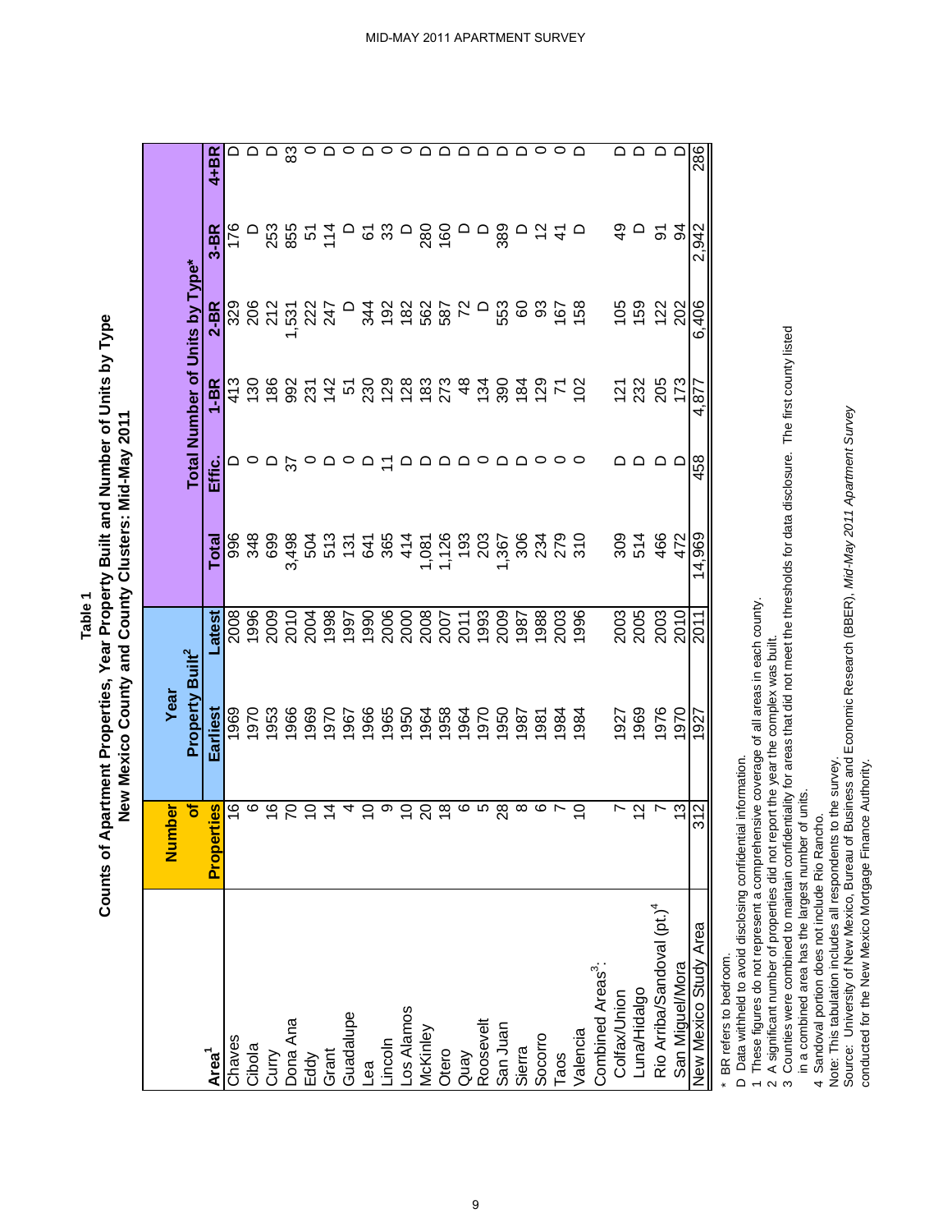## Table 1

### Counts of Apartment Properties, Year Property Built and Number of Units by Type

### New Mexico County and County Clusters: Mid-May 2011

| Area[1] | Number of Properties | Year Property Built[2] | | Total Number of Units by Type* | | | | | |
|---|---|---|---|---|---|---|---|---|---|
| | | Earliest | Latest | Total | Effic. | 1-BR | 2-BR | 3-BR | 4+BR |
| Chaves | 16 | 1969 | 2008 | 996 | D | 413 | 329 | 176 | D |
| Cibola | 6 | 1970 | 1996 | 348 | 0 | 130 | 206 | D | D |
| Curry | 16 | 1953 | 2009 | 699 | D | 186 | 212 | 253 | D |
| Dona Ana | 70 | 1966 | 2010 | 3,498 | 37 | 992 | 1,531 | 855 | 83 |
| Eddy | 10 | 1969 | 2004 | 504 | 0 | 231 | 222 | 51 | 0 |
| Grant | 14 | 1970 | 1998 | 513 | D | 142 | 247 | 114 | D |
| Guadalupe | 4 | 1967 | 1997 | 131 | 0 | 51 | D | D | 0 |
| Lea | 10 | 1966 | 1990 | 641 | D | 230 | 344 | 61 | D |
| Lincoln | 9 | 1965 | 2006 | 365 | 11 | 129 | 192 | 33 | 0 |
| Los Alamos | 10 | 1950 | 2000 | 414 | D | 128 | 182 | D | 0 |
| McKinley | 20 | 1964 | 2008 | 1,081 | D | 183 | 562 | 280 | D |
| Otero | 18 | 1958 | 2007 | 1,126 | D | 273 | 587 | 160 | D |
| Quay | 6 | 1964 | 2011 | 193 | D | 48 | 72 | D | D |
| Roosevelt | 5 | 1970 | 1993 | 203 | 0 | 134 | D | D | D |
| San Juan | 28 | 1950 | 2009 | 1,367 | D | 390 | 553 | 389 | D |
| Sierra | 8 | 1987 | 1987 | 306 | D | 184 | 60 | D | D |
| Socorro | 6 | 1981 | 1988 | 234 | 0 | 129 | 93 | 12 | 0 |
| Taos | 7 | 1984 | 2003 | 279 | 0 | 71 | 167 | 41 | 0 |
| Valencia | 10 | 1984 | 1996 | 310 | 0 | 102 | 158 | D | D |
| Combined Areas[3]: | | | | | | | | | |
| Colfax/Union | 7 | 1927 | 2003 | 309 | D | 121 | 105 | 49 | D |
| Luna/Hidalgo | 12 | 1969 | 2005 | 514 | D | 232 | 159 | D | D |
| Rio Arriba/Sandoval (pt.)[4] | 7 | 1976 | 2003 | 466 | D | 205 | 122 | 91 | D |
| San Miguel/Mora | 13 | 1970 | 2010 | 472 | D | 173 | 202 | 94 | D |
| New Mexico Study Area | 312 | 1927 | 2011 | 14,969 | 458 | 4,877 | 6,406 | 2,942 | 286 |

\* BR refers to bedroom.
D Data withheld to avoid disclosing confidential information.
1 These figures do not represent a comprehensive coverage of all areas in each county.
2 A significant number of properties did not report the year the complex was built.
3 Counties were combined to maintain confidentiality for areas that did not meet the thresholds for data disclosure. The first county listed in a combined area has the largest number of units.
4 Sandoval portion does not include Rio Rancho.
Note: This tabulation includes all respondents to the survey.
Source: University of New Mexico, Bureau of Business and Economic Research (BBER), *Mid-May 2011 Apartment Survey* conducted for the New Mexico Mortgage Finance Authority.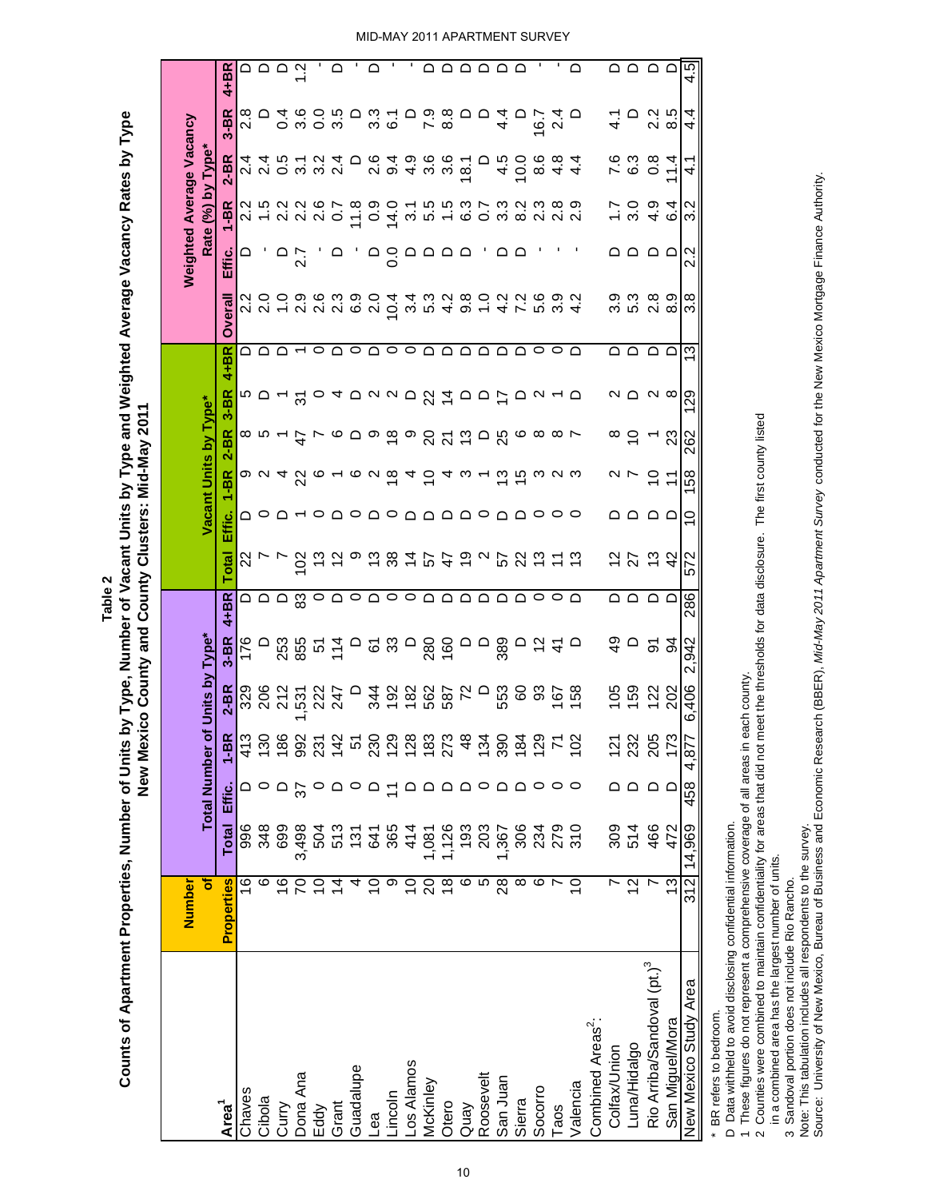# Table 2

## Counts of Apartment Properties, Number of Units by Type, Number of Vacant Units by Type and Weighted Average Vacancy Rates by Type
### New Mexico County and County Clusters: Mid-May 2011

| Area[1] | Number of Properties | Total Number of Units by Type* | | | | | Vacant Units by Type* | | | | | Weighted Average Vacancy Rate (%) by Type* | | | | | |
|---|---|---|---|---|---|---|---|---|---|---|---|---|---|---|---|---|---|
| | | Total | Effic. | 1-BR | 2-BR | 3-BR | 4+BR | Total | Effic. | 1-BR | 2-BR | 3-BR | 4+BR | Overall | Effic. | 1-BR | 2-BR | 3-BR | 4+BR |
| Chaves | 16 | 996 | D | 413 | 329 | 176 | D | 22 | D | 9 | 8 | 5 | D | 2.2 | D | 2.2 | 2.4 | 2.8 | D |
| Cibola | 6 | 348 | 0 | 130 | 206 | D | D | 7 | 0 | 2 | 5 | D | D | 2.0 | - | 1.5 | 2.4 | D | D |
| Curry | 16 | 699 | D | 186 | 212 | 253 | D | 7 | D | 4 | 1 | 1 | D | 1.0 | D | 2.2 | 0.5 | 0.4 | D |
| Dona Ana | 70 | 3,498 | 37 | 992 | 1,531 | 855 | 83 | 102 | 1 | 22 | 47 | 31 | 1 | 2.9 | 2.7 | 2.2 | 3.1 | 3.6 | 1.2 |
| Eddy | 10 | 504 | 0 | 231 | 222 | 51 | 0 | 13 | 0 | 6 | 7 | 0 | 0 | 2.6 | - | 2.6 | 3.2 | 0.0 | - |
| Grant | 14 | 513 | D | 142 | 247 | 114 | D | 12 | D | 1 | 6 | 4 | D | 2.3 | D | 0.7 | 2.4 | 3.5 | D |
| Guadalupe | 4 | 131 | 0 | 51 | D | D | 0 | 9 | 0 | 6 | D | D | 0 | 6.9 | - | 11.8 | D | D | - |
| Lea | 10 | 641 | D | 230 | 344 | 61 | D | 13 | D | 2 | 9 | 2 | D | 2.0 | D | 0.9 | 2.6 | 3.3 | D |
| Lincoln | 9 | 365 | 11 | 129 | 192 | 33 | 0 | 38 | 0 | 18 | 18 | 2 | 0 | 10.4 | 0.0 | 14.0 | 9.4 | 6.1 | - |
| Los Alamos | 10 | 414 | D | 128 | 182 | D | 0 | 14 | D | 4 | 9 | D | 0 | 3.4 | D | 3.1 | 4.9 | D | - |
| McKinley | 20 | 1,081 | D | 183 | 562 | 280 | D | 57 | D | 10 | 20 | 22 | D | 5.3 | D | 5.5 | 3.6 | 7.9 | D |
| Otero | 18 | 1,126 | D | 273 | 587 | 160 | D | 47 | D | 4 | 21 | 14 | D | 4.2 | D | 1.5 | 3.6 | 8.8 | D |
| Quay | 6 | 193 | D | 48 | 72 | D | D | 19 | D | 3 | 13 | D | D | 9.8 | D | 6.3 | 18.1 | D | D |
| Roosevelt | 5 | 203 | 0 | 134 | D | D | D | 2 | 0 | 1 | D | D | D | 1.0 | - | 0.7 | D | D | D |
| San Juan | 28 | 1,367 | D | 390 | 553 | 389 | D | 57 | D | 13 | 25 | 17 | D | 4.2 | D | 3.3 | 4.5 | 4.4 | D |
| Sierra | 8 | 306 | D | 184 | 60 | D | D | 22 | D | 15 | 6 | D | D | 7.2 | D | 8.2 | 10.0 | D | D |
| Socorro | 6 | 234 | 0 | 129 | 93 | 12 | 0 | 13 | 0 | 3 | 8 | 2 | 0 | 5.6 | - | 2.3 | 8.6 | 16.7 | - |
| Taos | 7 | 279 | 0 | 71 | 167 | 41 | 0 | 11 | 0 | 2 | 8 | 1 | 0 | 3.9 | - | 2.8 | 4.8 | 2.4 | - |
| Valencia | 10 | 310 | 0 | 102 | 158 | D | D | 13 | 0 | 3 | 7 | D | D | 4.2 | - | 2.9 | 4.4 | D | D |
| Combined Areas[2]: | | | | | | | | | | | | | | | | | | | |
| Colfax/Union | 7 | 309 | D | 121 | 105 | 49 | D | 12 | D | 2 | 8 | 2 | D | 3.9 | D | 1.7 | 7.6 | 4.1 | D |
| Luna/Hidalgo | 12 | 514 | D | 232 | 159 | D | D | 27 | D | 7 | 10 | D | D | 5.3 | D | 3.0 | 6.3 | D | D |
| Rio Arriba/Sandoval (pt.)[3] | 7 | 466 | D | 205 | 122 | 91 | D | 13 | D | 10 | 1 | 2 | D | 2.8 | D | 4.9 | 0.8 | 2.2 | D |
| San Miguel/Mora | 13 | 472 | D | 173 | 202 | 94 | D | 42 | D | 11 | 23 | 8 | D | 8.9 | D | 6.4 | 11.4 | 8.5 | D |
| New Mexico Study Area | 312 | 14,969 | 458 | 4,877 | 6,406 | 2,942 | 286 | 572 | 10 | 158 | 262 | 129 | 13 | 3.8 | 2.2 | 3.2 | 4.1 | 4.4 | 4.5 |

\* BR refers to bedroom.

D Data withheld to avoid disclosing confidential information.

1 These figures do not represent a comprehensive coverage of all areas in each county.

2 Counties were combined to maintain confidentiality for areas that did not meet the thresholds for data disclosure. The first county listed in a combined area has the largest number of units.

3 Sandoval portion does not include Rio Rancho.

Note: This tabulation includes all respondents to the survey.

Source: University of New Mexico, Bureau of Business and Economic Research (BBER), *Mid-May 2011 Apartment Survey* conducted for the New Mexico Mortgage Finance Authority.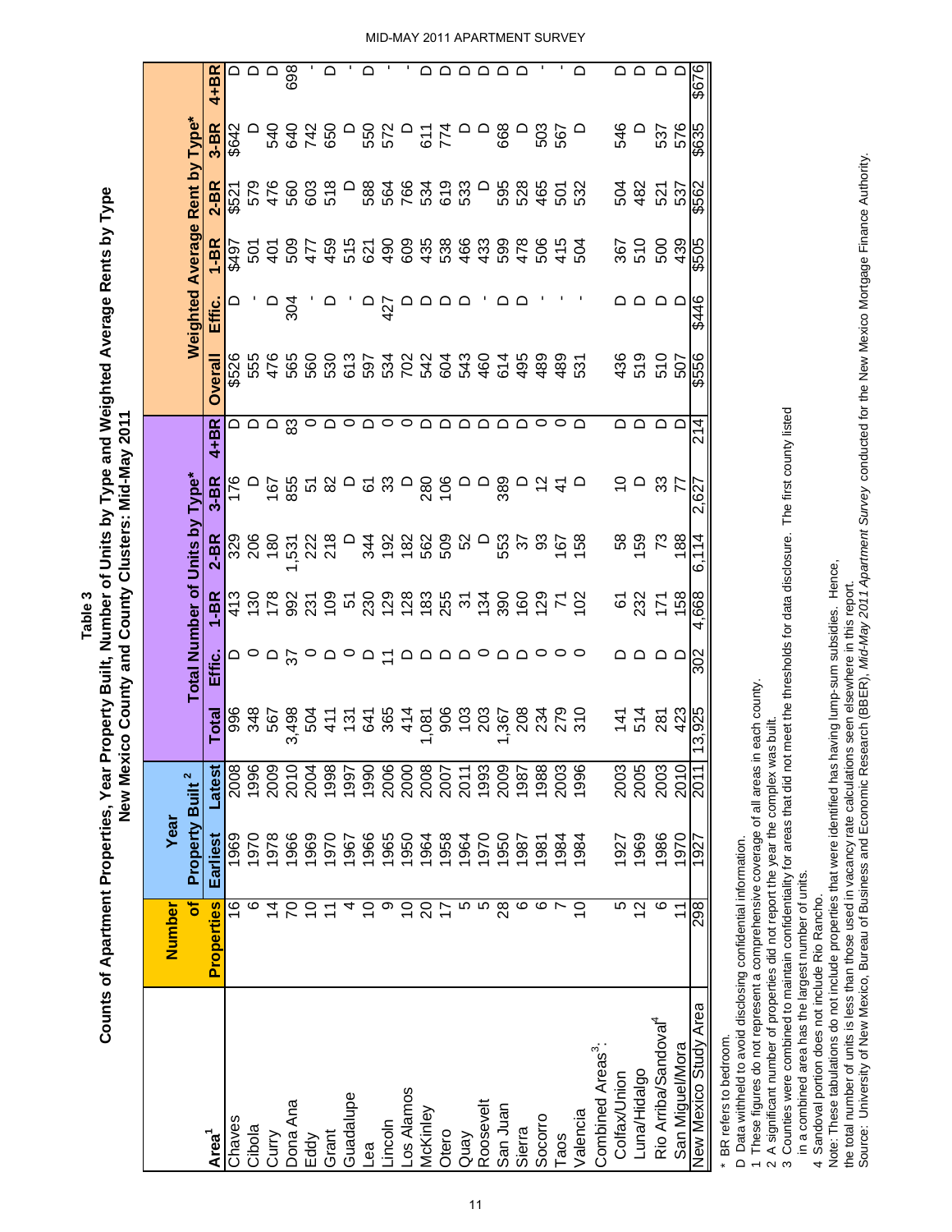# Table 3

## Counts of Apartment Properties, Year Property Built, Number of Units by Type and Weighted Average Rents by Type

### New Mexico County and County Clusters: Mid-May 2011

| Area[1] | Number of Properties | Year Property Built[2] | | Total Number of Units by Type* | | | | | | Weighted Average Rent by Type* | | | | | |
|---|---|---|---|---|---|---|---|---|---|---|---|---|---|---|---|
| | | Earliest | Latest | Total | Effic. | 1-BR | 2-BR | 3-BR | 4+BR | Overall | Effic. | 1-BR | 2-BR | 3-BR | 4+BR |
| Chaves | 16 | 1969 | 2008 | 996 | D | 413 | 329 | 176 | D | $526 | D | $497 | $521 | $642 | D |
| Cibola | 6 | 1970 | 1996 | 348 | 0 | 130 | 206 | D | D | 555 | - | 501 | 579 | D | D |
| Curry | 14 | 1978 | 2009 | 567 | D | 178 | 180 | 167 | D | 476 | D | 401 | 476 | 540 | D |
| Dona Ana | 70 | 1966 | 2010 | 3,498 | 37 | 992 | 1,531 | 855 | 83 | 565 | 304 | 509 | 560 | 640 | 698 |
| Eddy | 10 | 1969 | 2004 | 504 | 0 | 231 | 222 | 51 | 0 | 560 | - | 477 | 603 | 742 | - |
| Grant | 11 | 1970 | 1998 | 411 | D | 109 | 218 | 82 | D | 530 | D | 459 | 518 | 650 | D |
| Guadalupe | 4 | 1967 | 1997 | 131 | 0 | 51 | D | D | 0 | 613 | - | 515 | D | D | - |
| Lea | 10 | 1966 | 1990 | 641 | D | 230 | 344 | 61 | D | 597 | D | 621 | 588 | 550 | D |
| Lincoln | 9 | 1965 | 2006 | 365 | 11 | 129 | 192 | 33 | 0 | 534 | 427 | 490 | 564 | 572 | - |
| Los Alamos | 10 | 1950 | 2000 | 414 | D | 128 | 182 | D | 0 | 702 | D | 609 | 766 | D | - |
| McKinley | 20 | 1964 | 2008 | 1,081 | D | 183 | 562 | 280 | D | 542 | D | 435 | 534 | 611 | D |
| Otero | 17 | 1958 | 2007 | 906 | D | 255 | 509 | 106 | D | 604 | D | 538 | 619 | 774 | D |
| Quay | 5 | 1964 | 2011 | 103 | D | 31 | 52 | D | D | 543 | D | 466 | 533 | D | D |
| Roosevelt | 5 | 1970 | 1993 | 203 | 0 | 134 | D | D | D | 460 | - | 433 | D | D | D |
| San Juan | 28 | 1950 | 2009 | 1,367 | D | 390 | 553 | 389 | D | 614 | D | 599 | 595 | 668 | D |
| Sierra | 6 | 1987 | 1987 | 208 | D | 160 | 37 | D | D | 495 | D | 478 | 528 | D | D |
| Socorro | 6 | 1981 | 1988 | 234 | 0 | 129 | 93 | 12 | 0 | 489 | - | 506 | 465 | 503 | - |
| Taos | 7 | 1984 | 2003 | 279 | 0 | 71 | 167 | 41 | 0 | 489 | - | 415 | 501 | 567 | - |
| Valencia | 10 | 1984 | 1996 | 310 | 0 | 102 | 158 | D | D | 531 | - | 504 | 532 | D | D |
| Combined Areas[3]: | | | | | | | | | | | | | | | |
| Colfax/Union | 5 | 1927 | 2003 | 141 | D | 61 | 58 | 10 | D | 436 | D | 367 | 504 | 546 | D |
| Luna/Hidalgo | 12 | 1969 | 2005 | 514 | D | 232 | 159 | D | D | 519 | D | 510 | 482 | D | D |
| Rio Arriba/Sandoval[4] | 6 | 1986 | 2003 | 281 | D | 171 | 73 | 33 | D | 510 | D | 500 | 521 | 537 | D |
| San Miguel/Mora | 11 | 1970 | 2010 | 423 | D | 158 | 188 | 77 | D | 507 | D | 439 | 537 | 576 | D |
| New Mexico Study Area | 298 | 1927 | 2011 | 13,925 | 302 | 4,668 | 6,114 | 2,627 | 214 | $556 | $446 | $505 | $562 | $635 | $676 |

\* BR refers to bedroom.

D Data withheld to avoid disclosing confidential information.

1 These figures do not represent a comprehensive coverage of all areas in each county.

2 A significant number of properties did not report the year the complex was built.

3 Counties were combined to maintain confidentiality for areas that did not meet the thresholds for data disclosure. The first county listed in a combined area has the largest number of units.

4 Sandoval portion does not include Rio Rancho.

Note: These tabulations do not include properties that were identified has having lump-sum subsidies. Hence, the total number of units is less than those used in vacancy rate calculations seen elsewhere in this report.

Source: University of New Mexico, Bureau of Business and Economic Research (BBER), *Mid-May 2011 Apartment Survey* conducted for the New Mexico Mortgage Finance Authority.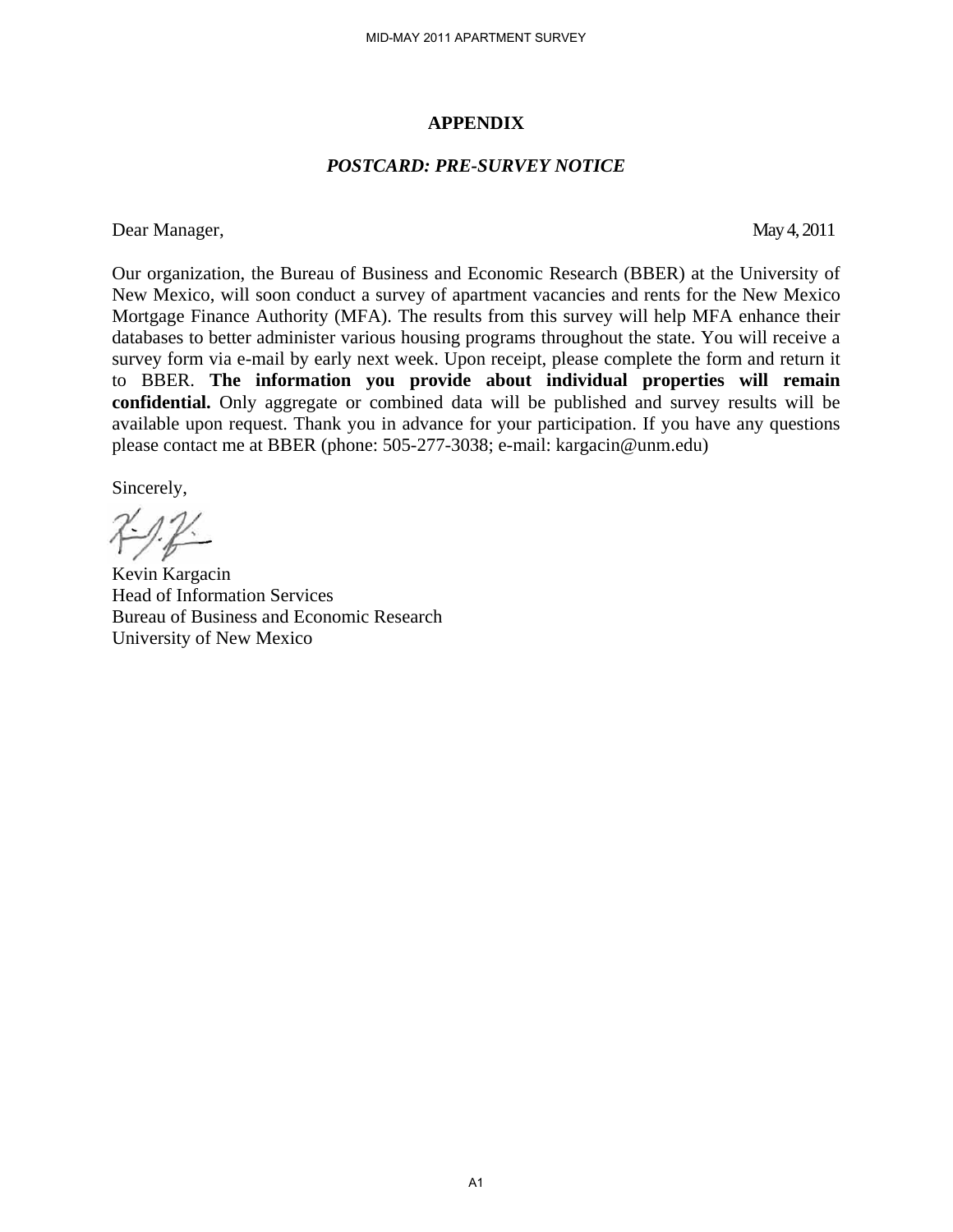# APPENDIX

## *POSTCARD: PRE-SURVEY NOTICE*

Dear Manager, May 4, 2011

Our organization, the Bureau of Business and Economic Research (BBER) at the University of New Mexico, will soon conduct a survey of apartment vacancies and rents for the New Mexico Mortgage Finance Authority (MFA). The results from this survey will help MFA enhance their databases to better administer various housing programs throughout the state. You will receive a survey form via e-mail by early next week. Upon receipt, please complete the form and return it to BBER. **The information you provide about individual properties will remain confidential.** Only aggregate or combined data will be published and survey results will be available upon request. Thank you in advance for your participation. If you have any questions please contact me at BBER (phone: 505-277-3038; e-mail: kargacin@unm.edu)

Sincerely,

Kevin Kargacin
Head of Information Services
Bureau of Business and Economic Research
University of New Mexico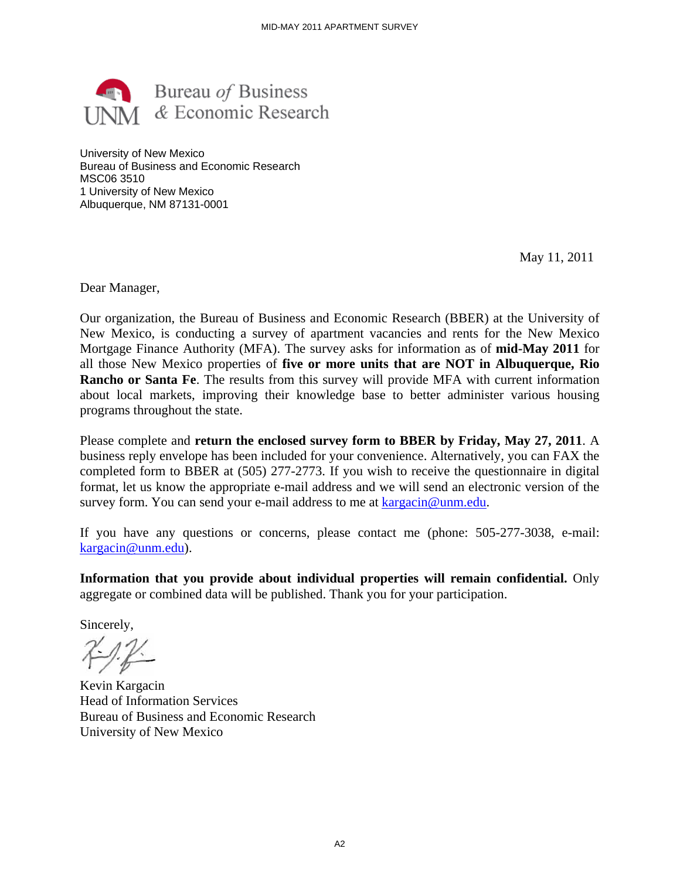Bureau *of* Business
& Economic Research

University of New Mexico
Bureau of Business and Economic Research
MSC06 3510
1 University of New Mexico
Albuquerque, NM 87131-0001

May 11, 2011

Dear Manager,

Our organization, the Bureau of Business and Economic Research (BBER) at the University of New Mexico, is conducting a survey of apartment vacancies and rents for the New Mexico Mortgage Finance Authority (MFA). The survey asks for information as of **mid-May 2011** for all those New Mexico properties of **five or more units that are NOT in Albuquerque, Rio Rancho or Santa Fe**. The results from this survey will provide MFA with current information about local markets, improving their knowledge base to better administer various housing programs throughout the state.

Please complete and **return the enclosed survey form to BBER by Friday, May 27, 2011**. A business reply envelope has been included for your convenience. Alternatively, you can FAX the completed form to BBER at (505) 277-2773. If you wish to receive the questionnaire in digital format, let us know the appropriate e-mail address and we will send an electronic version of the survey form. You can send your e-mail address to me at kargacin@unm.edu.

If you have any questions or concerns, please contact me (phone: 505-277-3038, e-mail: kargacin@unm.edu).

**Information that you provide about individual properties will remain confidential.** Only aggregate or combined data will be published. Thank you for your participation.

Sincerely,

Kevin Kargacin
Head of Information Services
Bureau of Business and Economic Research
University of New Mexico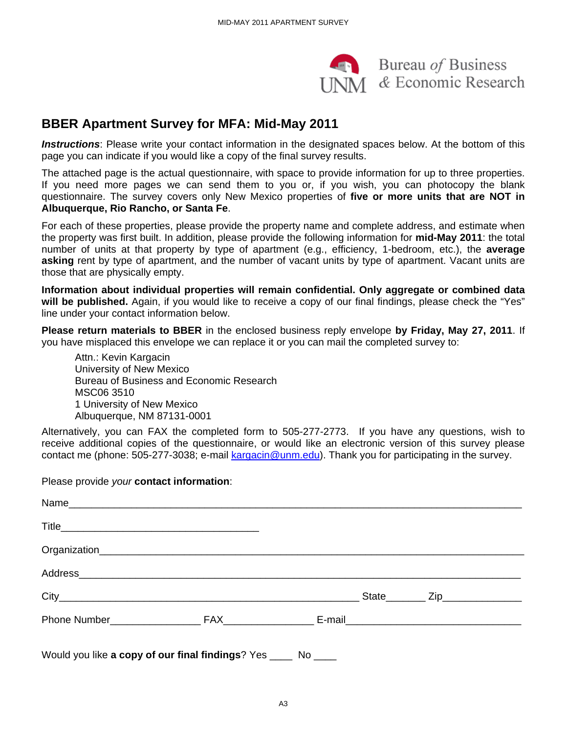Bureau *of* Business
UNM & Economic Research

## BBER Apartment Survey for MFA: Mid-May 2011

***Instructions***: Please write your contact information in the designated spaces below. At the bottom of this page you can indicate if you would like a copy of the final survey results.

The attached page is the actual questionnaire, with space to provide information for up to three properties. If you need more pages we can send them to you or, if you wish, you can photocopy the blank questionnaire. The survey covers only New Mexico properties of **five or more units that are NOT in Albuquerque, Rio Rancho, or Santa Fe**.

For each of these properties, please provide the property name and complete address, and estimate when the property was first built. In addition, please provide the following information for **mid-May 2011**: the total number of units at that property by type of apartment (e.g., efficiency, 1-bedroom, etc.), the **average asking** rent by type of apartment, and the number of vacant units by type of apartment. Vacant units are those that are physically empty.

**Information about individual properties will remain confidential. Only aggregate or combined data will be published.** Again, if you would like to receive a copy of our final findings, please check the "Yes" line under your contact information below.

**Please return materials to BBER** in the enclosed business reply envelope **by Friday, May 27, 2011**. If you have misplaced this envelope we can replace it or you can mail the completed survey to:

Attn.: Kevin Kargacin
University of New Mexico
Bureau of Business and Economic Research
MSC06 3510
1 University of New Mexico
Albuquerque, NM 87131-0001

Alternatively, you can FAX the completed form to 505-277-2773. If you have any questions, wish to receive additional copies of the questionnaire, or would like an electronic version of this survey please contact me (phone: 505-277-3038; e-mail kargacin@unm.edu). Thank you for participating in the survey.

Please provide *your* **contact information**:

Name______________________________________________________________________

Title___________________________________

Organization_______________________________________________________________

Address___________________________________________________________________

City___________________________________________________ State_______ Zip______________

Phone Number________________ FAX________________ E-mail_______________________________

Would you like **a copy of our final findings**? Yes ____ No ____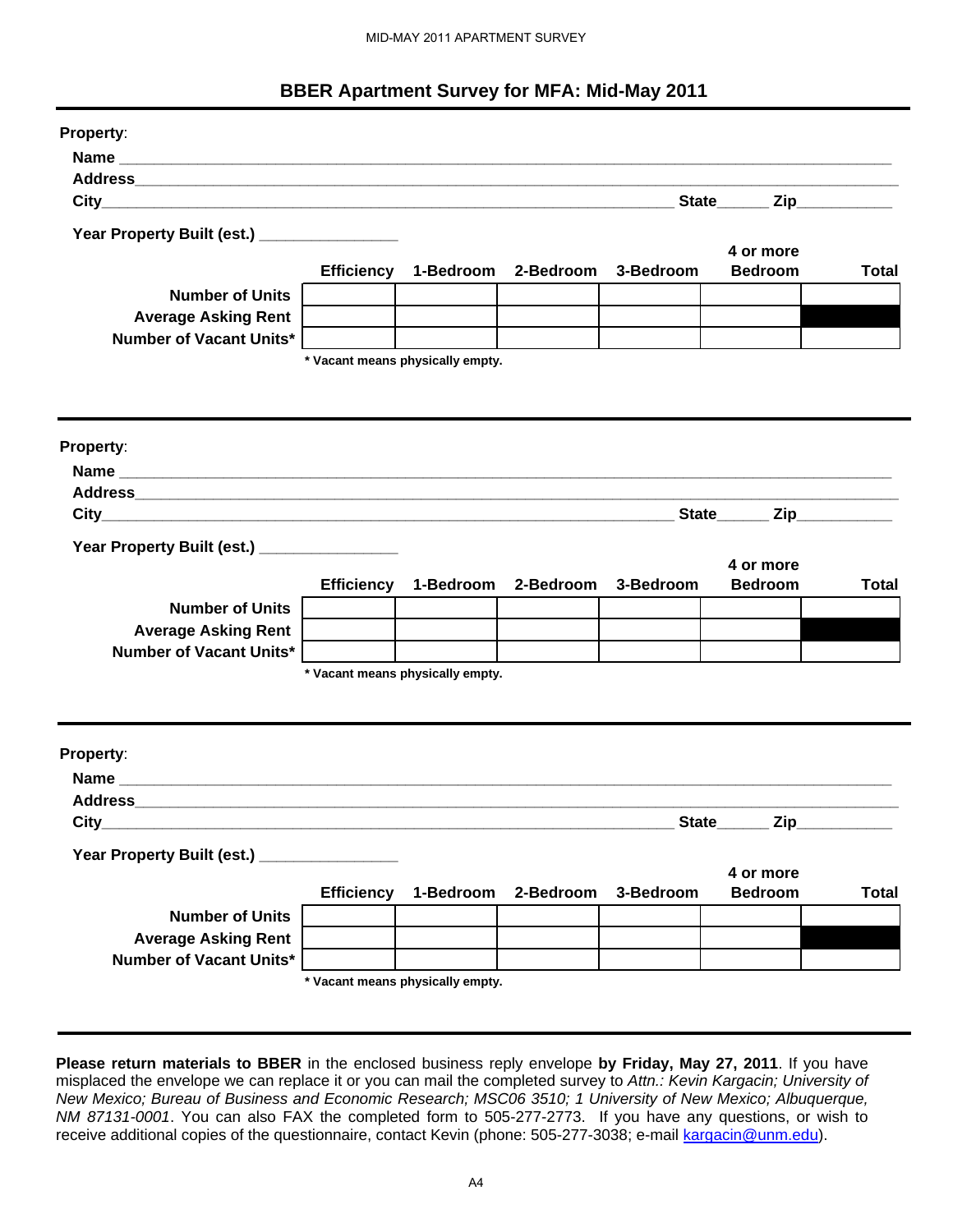# BBER Apartment Survey for MFA: Mid-May 2011

**Property**:

**Name** ______________________________________________

**Address**______________________________________________

**City**______________________________ **State**______ **Zip**__________

**Year Property Built (est.)** ________________

| | Efficiency | 1-Bedroom | 2-Bedroom | 3-Bedroom | 4 or more Bedroom | Total |
|---|---|---|---|---|---|---|
| **Number of Units** | | | | | | |
| **Average Asking Rent** | | | | | | |
| **Number of Vacant Units*** | | | | | | |

*** Vacant means physically empty.**

---

**Property**:

**Name** ______________________________________________

**Address**______________________________________________

**City**______________________________ **State**______ **Zip**__________

**Year Property Built (est.)** ________________

| | Efficiency | 1-Bedroom | 2-Bedroom | 3-Bedroom | 4 or more Bedroom | Total |
|---|---|---|---|---|---|---|
| **Number of Units** | | | | | | |
| **Average Asking Rent** | | | | | | |
| **Number of Vacant Units*** | | | | | | |

*** Vacant means physically empty.**

---

**Property**:

**Name** ______________________________________________

**Address**______________________________________________

**City**______________________________ **State**______ **Zip**__________

**Year Property Built (est.)** ________________

| | Efficiency | 1-Bedroom | 2-Bedroom | 3-Bedroom | 4 or more Bedroom | Total |
|---|---|---|---|---|---|---|
| **Number of Units** | | | | | | |
| **Average Asking Rent** | | | | | | |
| **Number of Vacant Units*** | | | | | | |

*** Vacant means physically empty.**

---

**Please return materials to BBER** in the enclosed business reply envelope **by Friday, May 27, 2011**. If you have misplaced the envelope we can replace it or you can mail the completed survey to *Attn.: Kevin Kargacin; University of New Mexico; Bureau of Business and Economic Research; MSC06 3510; 1 University of New Mexico; Albuquerque, NM 87131-0001*. You can also FAX the completed form to 505-277-2773. If you have any questions, or wish to receive additional copies of the questionnaire, contact Kevin (phone: 505-277-3038; e-mail kargacin@unm.edu).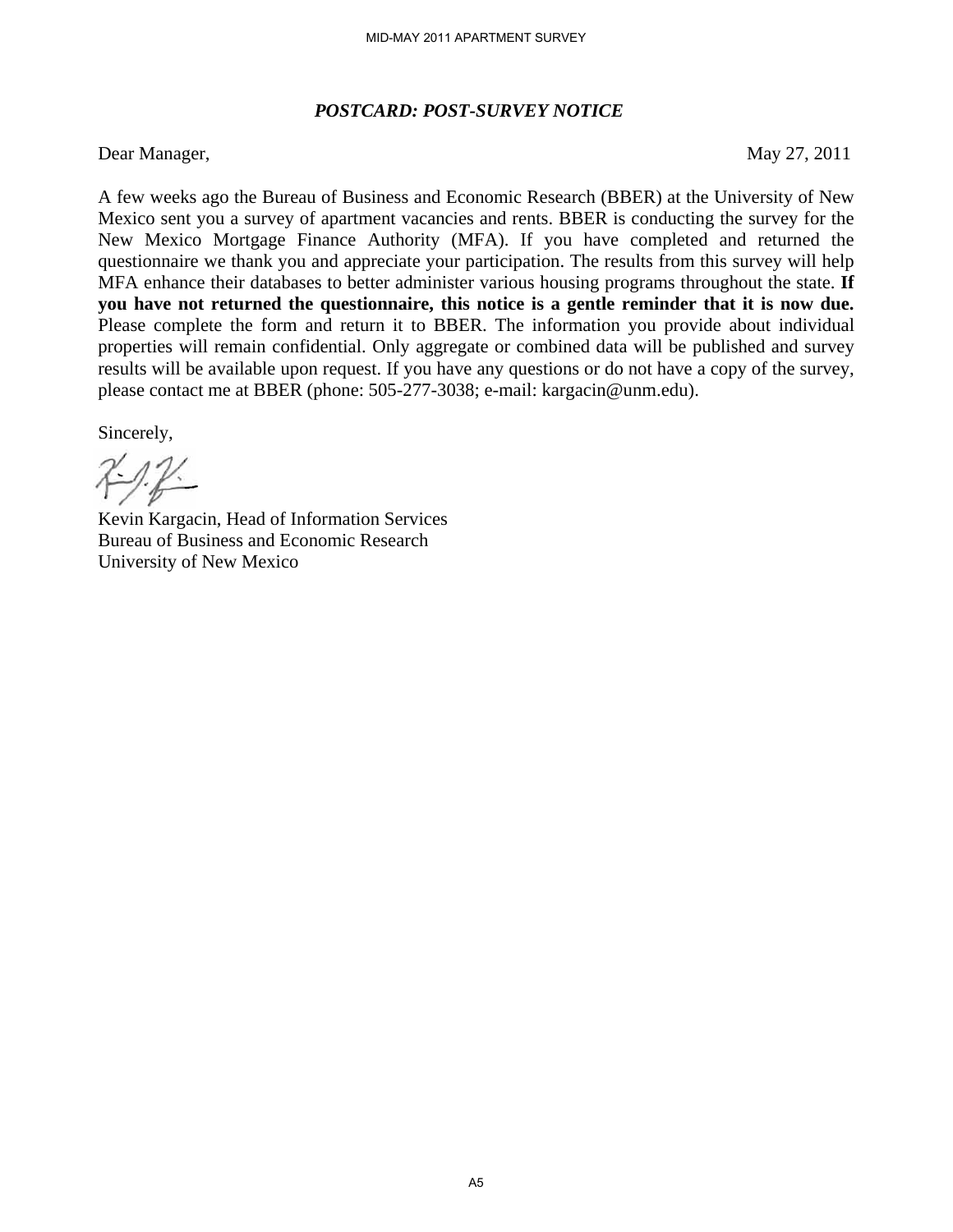## *POSTCARD: POST-SURVEY NOTICE*

Dear Manager, May 27, 2011

A few weeks ago the Bureau of Business and Economic Research (BBER) at the University of New Mexico sent you a survey of apartment vacancies and rents. BBER is conducting the survey for the New Mexico Mortgage Finance Authority (MFA). If you have completed and returned the questionnaire we thank you and appreciate your participation. The results from this survey will help MFA enhance their databases to better administer various housing programs throughout the state. **If you have not returned the questionnaire, this notice is a gentle reminder that it is now due.** Please complete the form and return it to BBER. The information you provide about individual properties will remain confidential. Only aggregate or combined data will be published and survey results will be available upon request. If you have any questions or do not have a copy of the survey, please contact me at BBER (phone: 505-277-3038; e-mail: kargacin@unm.edu).

Sincerely,

Kevin Kargacin, Head of Information Services
Bureau of Business and Economic Research
University of New Mexico